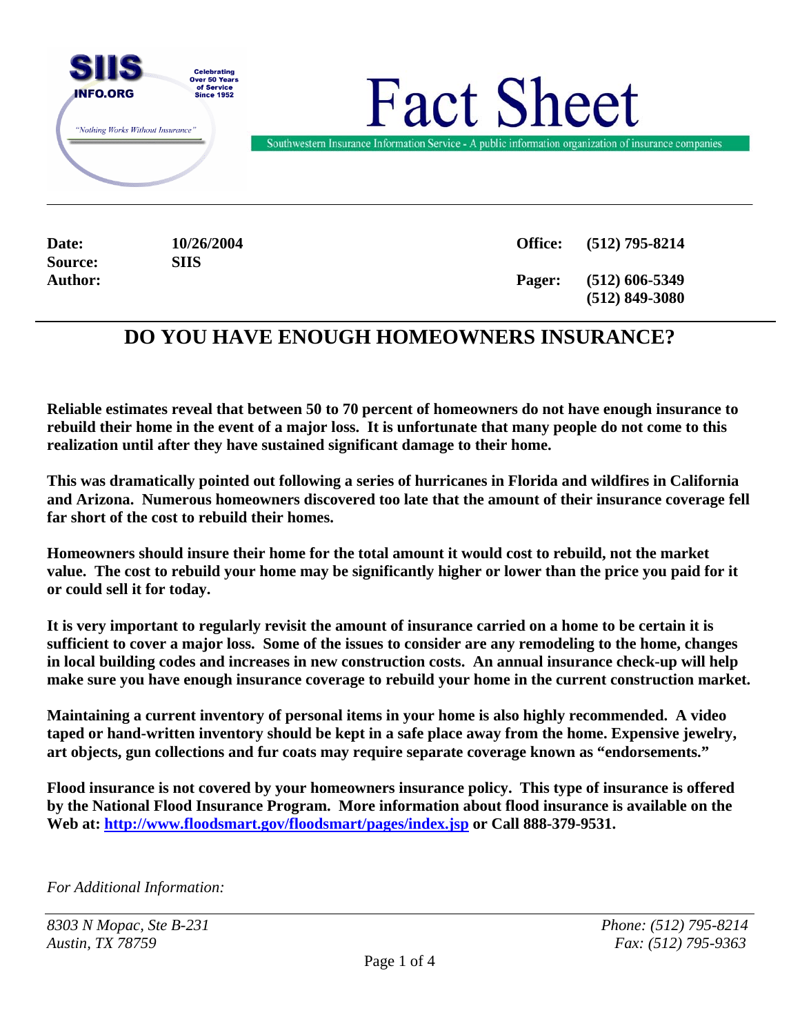SIIS INFO.ORG

Celebrating Over 50 Years of Service Since 1952

*"Nothing Works Without Insurance"*

# Fact Sheet

Southwestern Insurance Information Service - A public information organization of insurance companies

| | | | |
|---|---|---|---|
| **Date:** | **10/26/2004** | **Office:** | **(512) 795-8214** |
| **Source:** | **SIIS** | | |
| **Author:** | | **Pager:** | **(512) 606-5349** |
| | | | **(512) 849-3080** |

## DO YOU HAVE ENOUGH HOMEOWNERS INSURANCE?

**Reliable estimates reveal that between 50 to 70 percent of homeowners do not have enough insurance to rebuild their home in the event of a major loss. It is unfortunate that many people do not come to this realization until after they have sustained significant damage to their home.**

**This was dramatically pointed out following a series of hurricanes in Florida and wildfires in California and Arizona. Numerous homeowners discovered too late that the amount of their insurance coverage fell far short of the cost to rebuild their homes.**

**Homeowners should insure their home for the total amount it would cost to rebuild, not the market value. The cost to rebuild your home may be significantly higher or lower than the price you paid for it or could sell it for today.**

**It is very important to regularly revisit the amount of insurance carried on a home to be certain it is sufficient to cover a major loss. Some of the issues to consider are any remodeling to the home, changes in local building codes and increases in new construction costs. An annual insurance check-up will help make sure you have enough insurance coverage to rebuild your home in the current construction market.**

**Maintaining a current inventory of personal items in your home is also highly recommended. A video taped or hand-written inventory should be kept in a safe place away from the home. Expensive jewelry, art objects, gun collections and fur coats may require separate coverage known as "endorsements."**

**Flood insurance is not covered by your homeowners insurance policy. This type of insurance is offered by the National Flood Insurance Program. More information about flood insurance is available on the Web at: [http://www.floodsmart.gov/floodsmart/pages/index.jsp](http://www.floodsmart.gov/floodsmart/pages/index.jsp) or Call 888-379-9531.**

*For Additional Information:*

*8303 N Mopac, Ste B-231*
*Austin, TX 78759*

*Phone: (512) 795-8214*
*Fax: (512) 795-9363*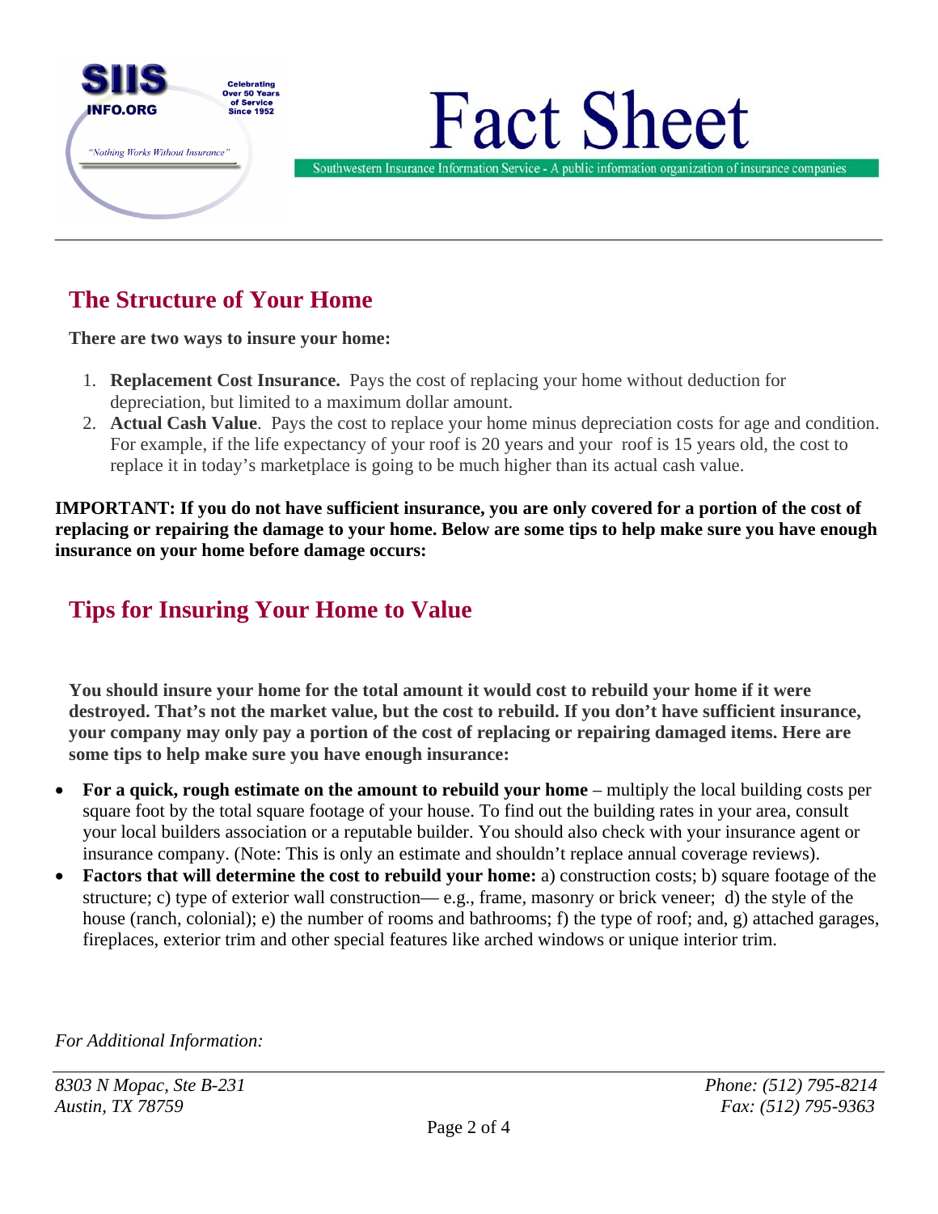## The Structure of Your Home

**There are two ways to insure your home:**

1. **Replacement Cost Insurance.** Pays the cost of replacing your home without deduction for depreciation, but limited to a maximum dollar amount.
2. **Actual Cash Value**. Pays the cost to replace your home minus depreciation costs for age and condition. For example, if the life expectancy of your roof is 20 years and your roof is 15 years old, the cost to replace it in today's marketplace is going to be much higher than its actual cash value.

**IMPORTANT: If you do not have sufficient insurance, you are only covered for a portion of the cost of replacing or repairing the damage to your home. Below are some tips to help make sure you have enough insurance on your home before damage occurs:**

## Tips for Insuring Your Home to Value

**You should insure your home for the total amount it would cost to rebuild your home if it were destroyed. That's not the market value, but the cost to rebuild. If you don't have sufficient insurance, your company may only pay a portion of the cost of replacing or repairing damaged items. Here are some tips to help make sure you have enough insurance:**

- **For a quick, rough estimate on the amount to rebuild your home** – multiply the local building costs per square foot by the total square footage of your house. To find out the building rates in your area, consult your local builders association or a reputable builder. You should also check with your insurance agent or insurance company. (Note: This is only an estimate and shouldn't replace annual coverage reviews).
- **Factors that will determine the cost to rebuild your home:** a) construction costs; b) square footage of the structure; c) type of exterior wall construction— e.g., frame, masonry or brick veneer; d) the style of the house (ranch, colonial); e) the number of rooms and bathrooms; f) the type of roof; and, g) attached garages, fireplaces, exterior trim and other special features like arched windows or unique interior trim.

*For Additional Information:*

*8303 N Mopac, Ste B-231*
*Austin, TX 78759*

*Phone: (512) 795-8214*
*Fax: (512) 795-9363*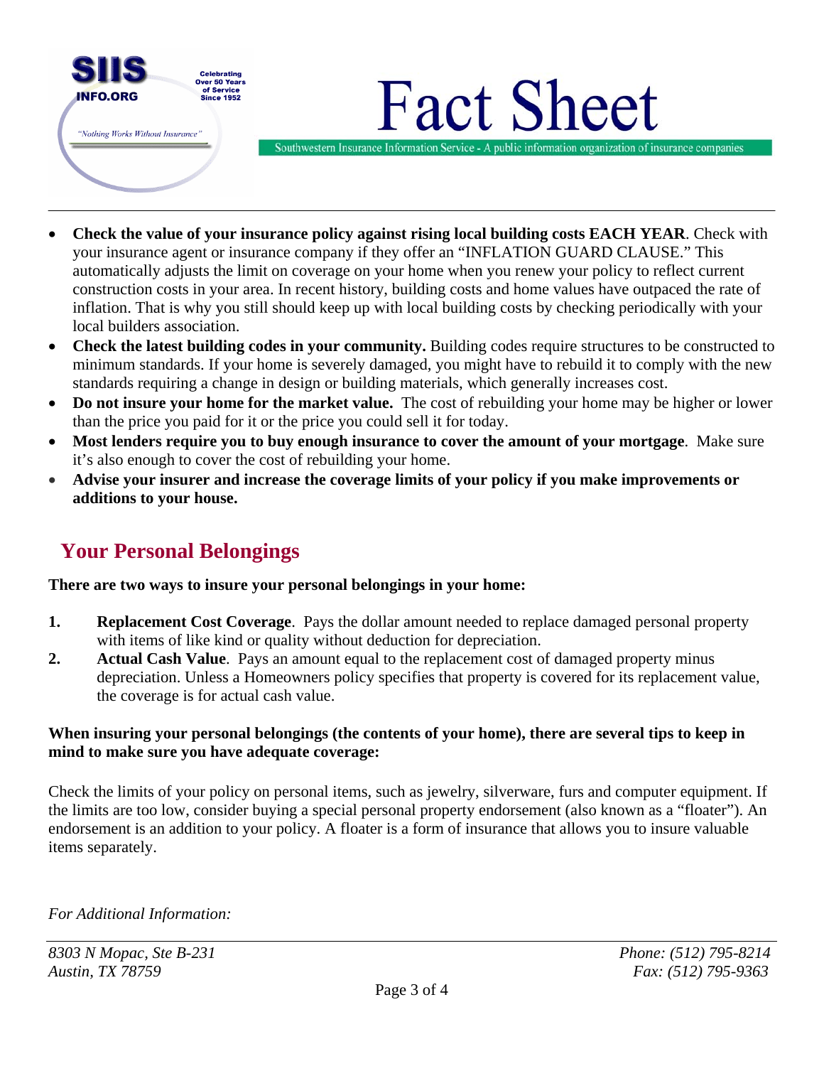- **Check the value of your insurance policy against rising local building costs EACH YEAR**. Check with your insurance agent or insurance company if they offer an "INFLATION GUARD CLAUSE." This automatically adjusts the limit on coverage on your home when you renew your policy to reflect current construction costs in your area. In recent history, building costs and home values have outpaced the rate of inflation. That is why you still should keep up with local building costs by checking periodically with your local builders association.
- **Check the latest building codes in your community.** Building codes require structures to be constructed to minimum standards. If your home is severely damaged, you might have to rebuild it to comply with the new standards requiring a change in design or building materials, which generally increases cost.
- **Do not insure your home for the market value.** The cost of rebuilding your home may be higher or lower than the price you paid for it or the price you could sell it for today.
- **Most lenders require you to buy enough insurance to cover the amount of your mortgage**. Make sure it's also enough to cover the cost of rebuilding your home.
- **Advise your insurer and increase the coverage limits of your policy if you make improvements or additions to your house.**

## Your Personal Belongings

**There are two ways to insure your personal belongings in your home:**

1. **Replacement Cost Coverage**. Pays the dollar amount needed to replace damaged personal property with items of like kind or quality without deduction for depreciation.
2. **Actual Cash Value**. Pays an amount equal to the replacement cost of damaged property minus depreciation. Unless a Homeowners policy specifies that property is covered for its replacement value, the coverage is for actual cash value.

**When insuring your personal belongings (the contents of your home), there are several tips to keep in mind to make sure you have adequate coverage:**

Check the limits of your policy on personal items, such as jewelry, silverware, furs and computer equipment. If the limits are too low, consider buying a special personal property endorsement (also known as a "floater"). An endorsement is an addition to your policy. A floater is a form of insurance that allows you to insure valuable items separately.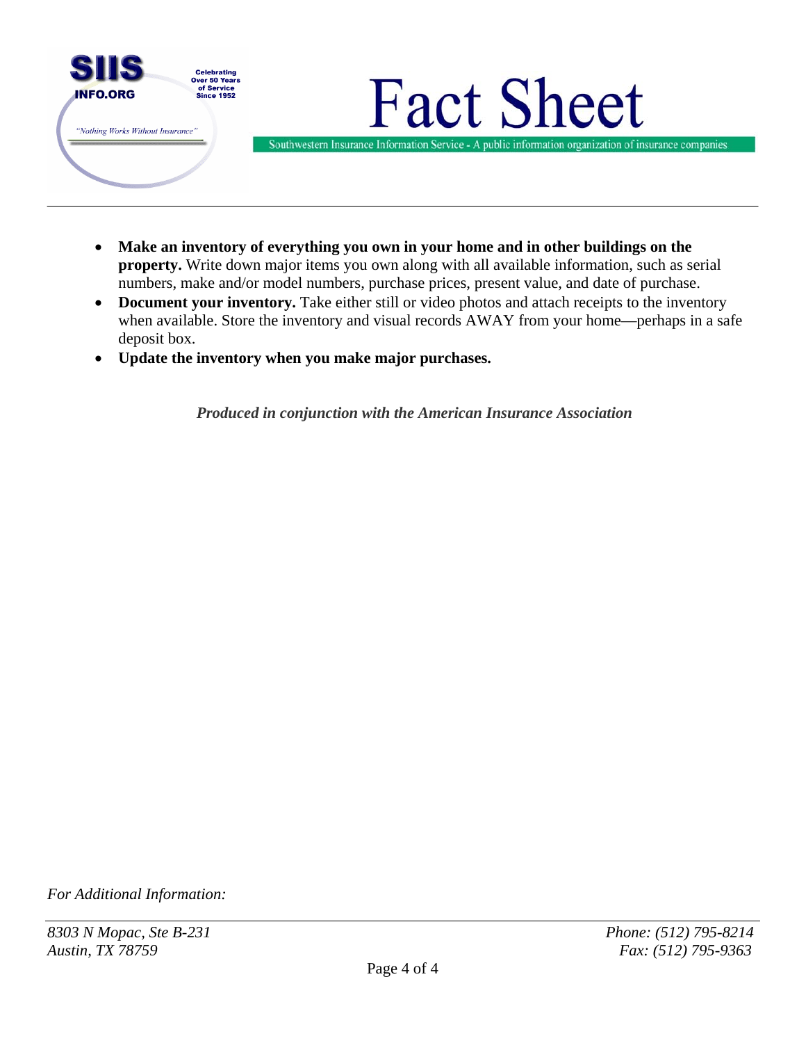- **Make an inventory of everything you own in your home and in other buildings on the property.** Write down major items you own along with all available information, such as serial numbers, make and/or model numbers, purchase prices, present value, and date of purchase.
- **Document your inventory.** Take either still or video photos and attach receipts to the inventory when available. Store the inventory and visual records AWAY from your home—perhaps in a safe deposit box.
- **Update the inventory when you make major purchases.**

***Produced in conjunction with the American Insurance Association***

*For Additional Information:*

*8303 N Mopac, Ste B-231*
*Austin, TX 78759*

*Phone: (512) 795-8214*
*Fax: (512) 795-9363*